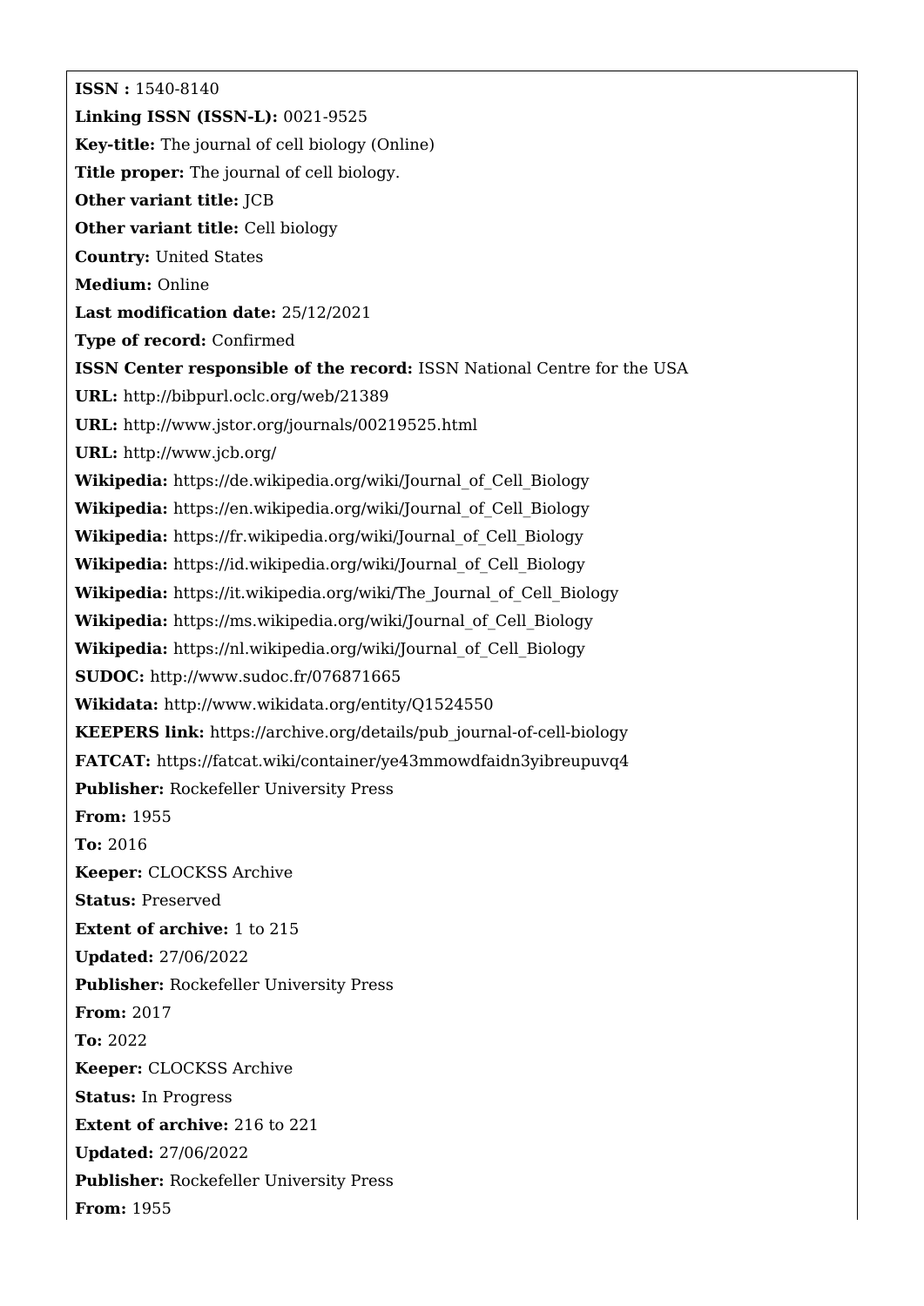**ISSN :** 1540-8140

**Linking ISSN (ISSN-L):** 0021-9525

**Key-title:** The journal of cell biology (Online)

**Title proper:** The journal of cell biology.

**Other variant title:** JCB

**Other variant title:** Cell biology

**Country:** United States

**Medium:** Online

**Last modification date:** 25/12/2021

**Type of record:** Confirmed

**ISSN Center responsible of the record:** ISSN National Centre for the USA

**URL:** http://bibpurl.oclc.org/web/21389

**URL:** http://www.jstor.org/journals/00219525.html

**URL:** http://www.jcb.org/

**Wikipedia:** https://de.wikipedia.org/wiki/Journal_of_Cell_Biology

**Wikipedia:** https://en.wikipedia.org/wiki/Journal_of_Cell_Biology

**Wikipedia:** https://fr.wikipedia.org/wiki/Journal_of_Cell_Biology

**Wikipedia:** https://id.wikipedia.org/wiki/Journal_of_Cell_Biology

**Wikipedia:** https://it.wikipedia.org/wiki/The_Journal_of_Cell_Biology

**Wikipedia:** https://ms.wikipedia.org/wiki/Journal_of_Cell_Biology

**Wikipedia:** https://nl.wikipedia.org/wiki/Journal_of_Cell_Biology

**SUDOC:** http://www.sudoc.fr/076871665

**Wikidata:** http://www.wikidata.org/entity/Q1524550

**KEEPERS link:** https://archive.org/details/pub_journal-of-cell-biology

**FATCAT:** https://fatcat.wiki/container/ye43mmowdfaidn3yibreupuvq4

**Publisher:** Rockefeller University Press

**From:** 1955

**To:** 2016

**Keeper:** CLOCKSS Archive

**Status:** Preserved

**Extent of archive:** 1 to 215

**Updated:** 27/06/2022

**Publisher:** Rockefeller University Press

**From:** 2017

**To:** 2022

**Keeper:** CLOCKSS Archive

**Status:** In Progress

**Extent of archive:** 216 to 221

**Updated:** 27/06/2022

**Publisher:** Rockefeller University Press

**From:** 1955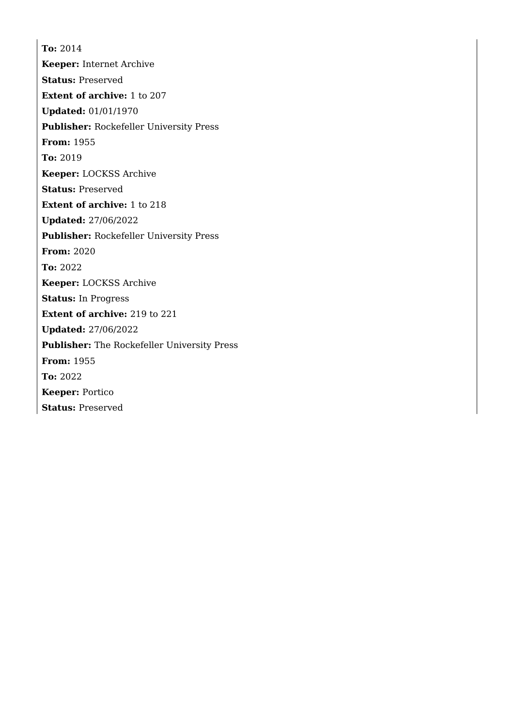**To:** 2014

**Keeper:** Internet Archive

**Status:** Preserved

**Extent of archive:** 1 to 207

**Updated:** 01/01/1970

**Publisher:** Rockefeller University Press

**From:** 1955

**To:** 2019

**Keeper:** LOCKSS Archive

**Status:** Preserved

**Extent of archive:** 1 to 218

**Updated:** 27/06/2022

**Publisher:** Rockefeller University Press

**From:** 2020

**To:** 2022

**Keeper:** LOCKSS Archive

**Status:** In Progress

**Extent of archive:** 219 to 221

**Updated:** 27/06/2022

**Publisher:** The Rockefeller University Press

**From:** 1955

**To:** 2022

**Keeper:** Portico

**Status:** Preserved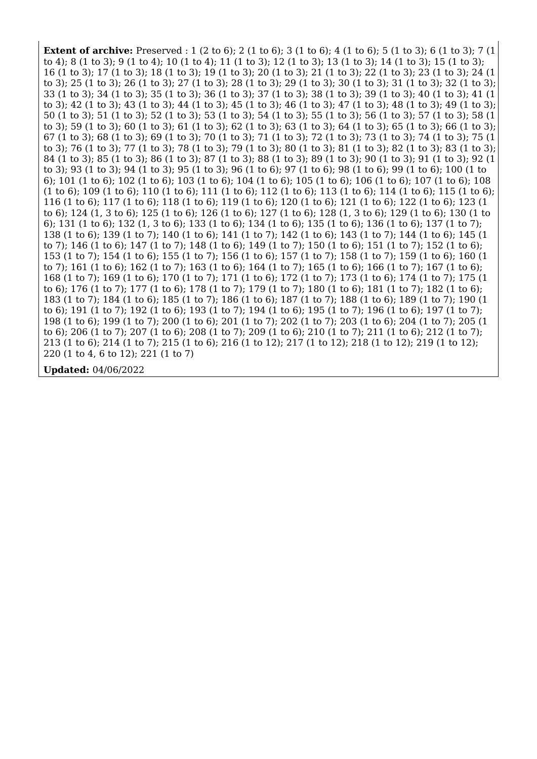**Extent of archive:** Preserved : 1 (2 to 6); 2 (1 to 6); 3 (1 to 6); 4 (1 to 6); 5 (1 to 3); 6 (1 to 3); 7 (1 to 4); 8 (1 to 3); 9 (1 to 4); 10 (1 to 4); 11 (1 to 3); 12 (1 to 3); 13 (1 to 3); 14 (1 to 3); 15 (1 to 3); 16 (1 to 3); 17 (1 to 3); 18 (1 to 3); 19 (1 to 3); 20 (1 to 3); 21 (1 to 3); 22 (1 to 3); 23 (1 to 3); 24 (1 to 3); 25 (1 to 3); 26 (1 to 3); 27 (1 to 3); 28 (1 to 3); 29 (1 to 3); 30 (1 to 3); 31 (1 to 3); 32 (1 to 3); 33 (1 to 3); 34 (1 to 3); 35 (1 to 3); 36 (1 to 3); 37 (1 to 3); 38 (1 to 3); 39 (1 to 3); 40 (1 to 3); 41 (1 to 3); 42 (1 to 3); 43 (1 to 3); 44 (1 to 3); 45 (1 to 3); 46 (1 to 3); 47 (1 to 3); 48 (1 to 3); 49 (1 to 3); 50 (1 to 3); 51 (1 to 3); 52 (1 to 3); 53 (1 to 3); 54 (1 to 3); 55 (1 to 3); 56 (1 to 3); 57 (1 to 3); 58 (1 to 3); 59 (1 to 3); 60 (1 to 3); 61 (1 to 3); 62 (1 to 3); 63 (1 to 3); 64 (1 to 3); 65 (1 to 3); 66 (1 to 3); 67 (1 to 3); 68 (1 to 3); 69 (1 to 3); 70 (1 to 3); 71 (1 to 3); 72 (1 to 3); 73 (1 to 3); 74 (1 to 3); 75 (1 to 3); 76 (1 to 3); 77 (1 to 3); 78 (1 to 3); 79 (1 to 3); 80 (1 to 3); 81 (1 to 3); 82 (1 to 3); 83 (1 to 3); 84 (1 to 3); 85 (1 to 3); 86 (1 to 3); 87 (1 to 3); 88 (1 to 3); 89 (1 to 3); 90 (1 to 3); 91 (1 to 3); 92 (1 to 3); 93 (1 to 3); 94 (1 to 3); 95 (1 to 3); 96 (1 to 6); 97 (1 to 6); 98 (1 to 6); 99 (1 to 6); 100 (1 to 6); 101 (1 to 6); 102 (1 to 6); 103 (1 to 6); 104 (1 to 6); 105 (1 to 6); 106 (1 to 6); 107 (1 to 6); 108 (1 to 6); 109 (1 to 6); 110 (1 to 6); 111 (1 to 6); 112 (1 to 6); 113 (1 to 6); 114 (1 to 6); 115 (1 to 6); 116 (1 to 6); 117 (1 to 6); 118 (1 to 6); 119 (1 to 6); 120 (1 to 6); 121 (1 to 6); 122 (1 to 6); 123 (1 to 6); 124 (1, 3 to 6); 125 (1 to 6); 126 (1 to 6); 127 (1 to 6); 128 (1, 3 to 6); 129 (1 to 6); 130 (1 to 6); 131 (1 to 6); 132 (1, 3 to 6); 133 (1 to 6); 134 (1 to 6); 135 (1 to 6); 136 (1 to 6); 137 (1 to 7); 138 (1 to 6); 139 (1 to 7); 140 (1 to 6); 141 (1 to 7); 142 (1 to 6); 143 (1 to 7); 144 (1 to 6); 145 (1 to 7); 146 (1 to 6); 147 (1 to 7); 148 (1 to 6); 149 (1 to 7); 150 (1 to 6); 151 (1 to 7); 152 (1 to 6); 153 (1 to 7); 154 (1 to 6); 155 (1 to 7); 156 (1 to 6); 157 (1 to 7); 158 (1 to 7); 159 (1 to 6); 160 (1 to 7); 161 (1 to 6); 162 (1 to 7); 163 (1 to 6); 164 (1 to 7); 165 (1 to 6); 166 (1 to 7); 167 (1 to 6); 168 (1 to 7); 169 (1 to 6); 170 (1 to 7); 171 (1 to 6); 172 (1 to 7); 173 (1 to 6); 174 (1 to 7); 175 (1 to 6); 176 (1 to 7); 177 (1 to 6); 178 (1 to 7); 179 (1 to 7); 180 (1 to 6); 181 (1 to 7); 182 (1 to 6); 183 (1 to 7); 184 (1 to 6); 185 (1 to 7); 186 (1 to 6); 187 (1 to 7); 188 (1 to 6); 189 (1 to 7); 190 (1 to 6); 191 (1 to 7); 192 (1 to 6); 193 (1 to 7); 194 (1 to 6); 195 (1 to 7); 196 (1 to 6); 197 (1 to 7); 198 (1 to 6); 199 (1 to 7); 200 (1 to 6); 201 (1 to 7); 202 (1 to 7); 203 (1 to 6); 204 (1 to 7); 205 (1 to 6); 206 (1 to 7); 207 (1 to 6); 208 (1 to 7); 209 (1 to 6); 210 (1 to 7); 211 (1 to 6); 212 (1 to 7); 213 (1 to 6); 214 (1 to 7); 215 (1 to 6); 216 (1 to 12); 217 (1 to 12); 218 (1 to 12); 219 (1 to 12); 220 (1 to 4, 6 to 12); 221 (1 to 7)

**Updated:** 04/06/2022